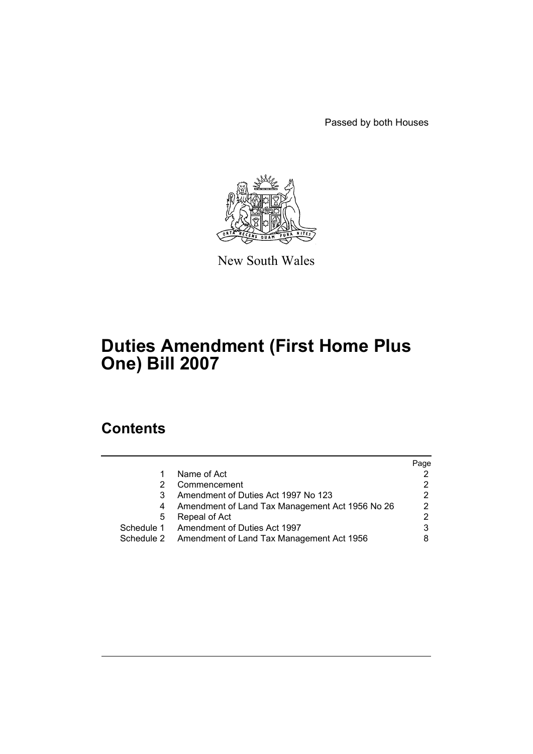Passed by both Houses

New South Wales

# Duties Amendment (First Home Plus One) Bill 2007

## Contents

| | | Page |
|---|---|---|
| 1 | Name of Act | 2 |
| 2 | Commencement | 2 |
| 3 | Amendment of Duties Act 1997 No 123 | 2 |
| 4 | Amendment of Land Tax Management Act 1956 No 26 | 2 |
| 5 | Repeal of Act | 2 |
| Schedule 1 | Amendment of Duties Act 1997 | 3 |
| Schedule 2 | Amendment of Land Tax Management Act 1956 | 8 |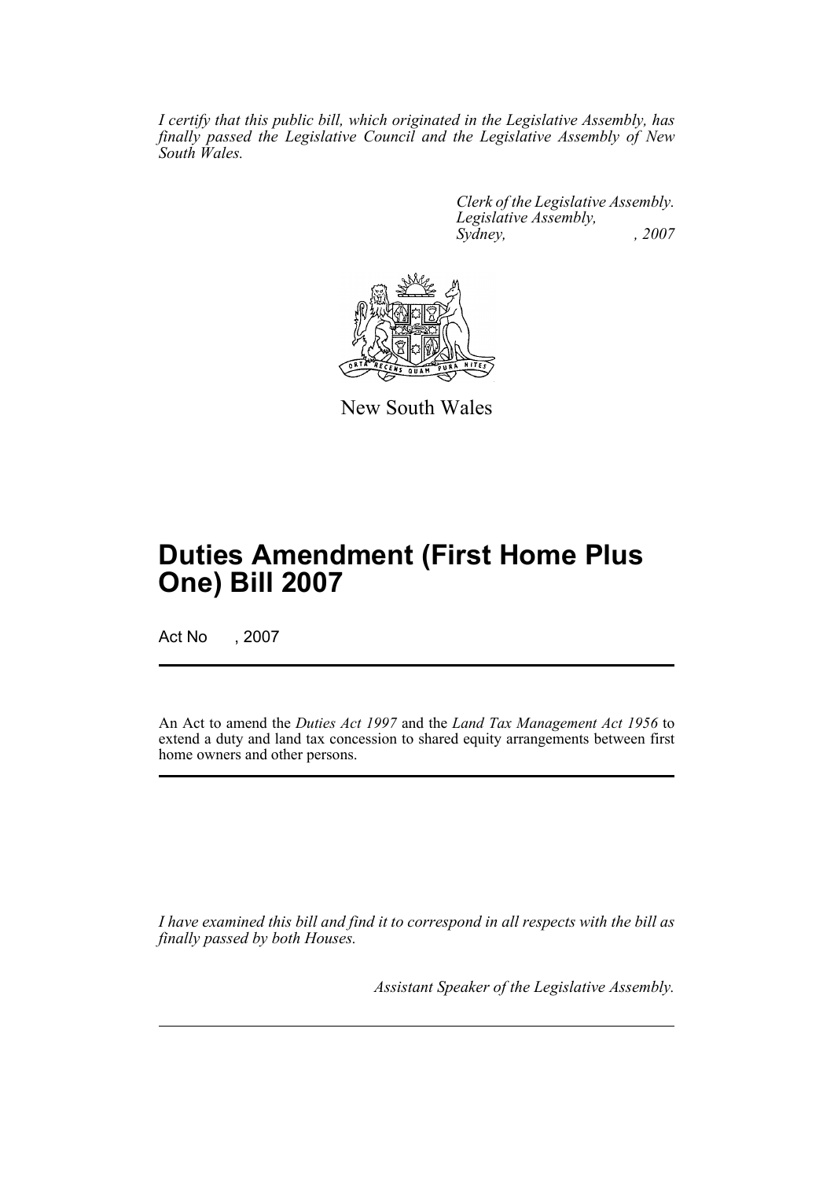*I certify that this public bill, which originated in the Legislative Assembly, has finally passed the Legislative Council and the Legislative Assembly of New South Wales.*

*Clerk of the Legislative Assembly.*
*Legislative Assembly,*
*Sydney, , 2007*

New South Wales

# Duties Amendment (First Home Plus One) Bill 2007

Act No , 2007

An Act to amend the *Duties Act 1997* and the *Land Tax Management Act 1956* to extend a duty and land tax concession to shared equity arrangements between first home owners and other persons.

*I have examined this bill and find it to correspond in all respects with the bill as finally passed by both Houses.*

*Assistant Speaker of the Legislative Assembly.*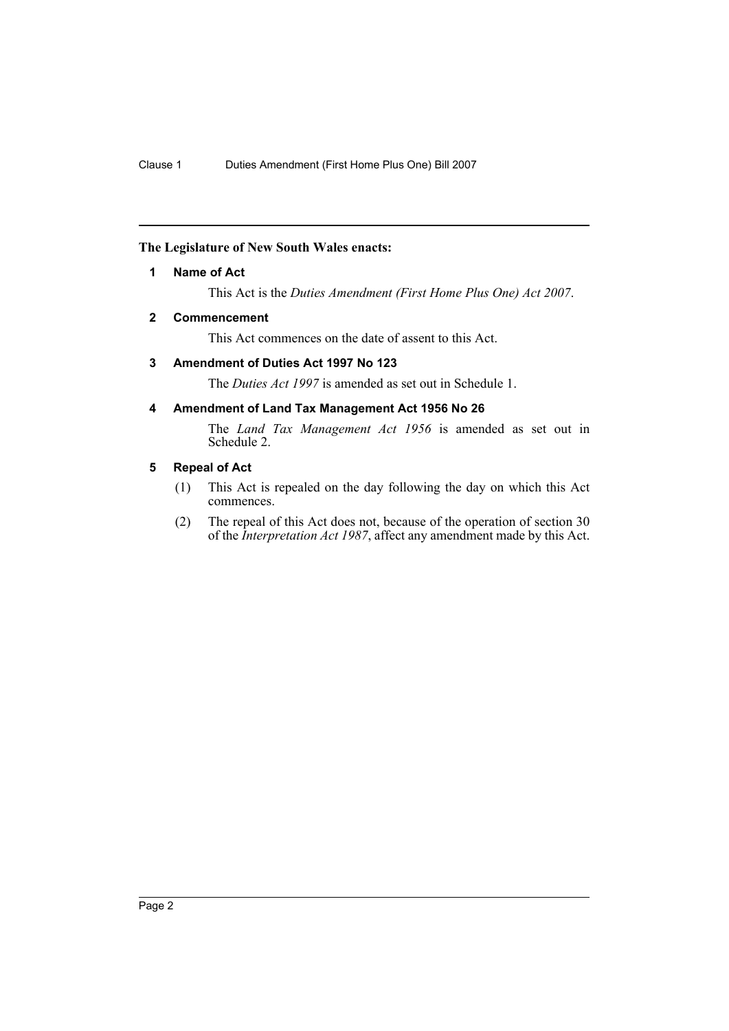**The Legislature of New South Wales enacts:**

## 1 Name of Act

This Act is the *Duties Amendment (First Home Plus One) Act 2007*.

## 2 Commencement

This Act commences on the date of assent to this Act.

## 3 Amendment of Duties Act 1997 No 123

The *Duties Act 1997* is amended as set out in Schedule 1.

## 4 Amendment of Land Tax Management Act 1956 No 26

The *Land Tax Management Act 1956* is amended as set out in Schedule 2.

## 5 Repeal of Act

(1) This Act is repealed on the day following the day on which this Act commences.

(2) The repeal of this Act does not, because of the operation of section 30 of the *Interpretation Act 1987*, affect any amendment made by this Act.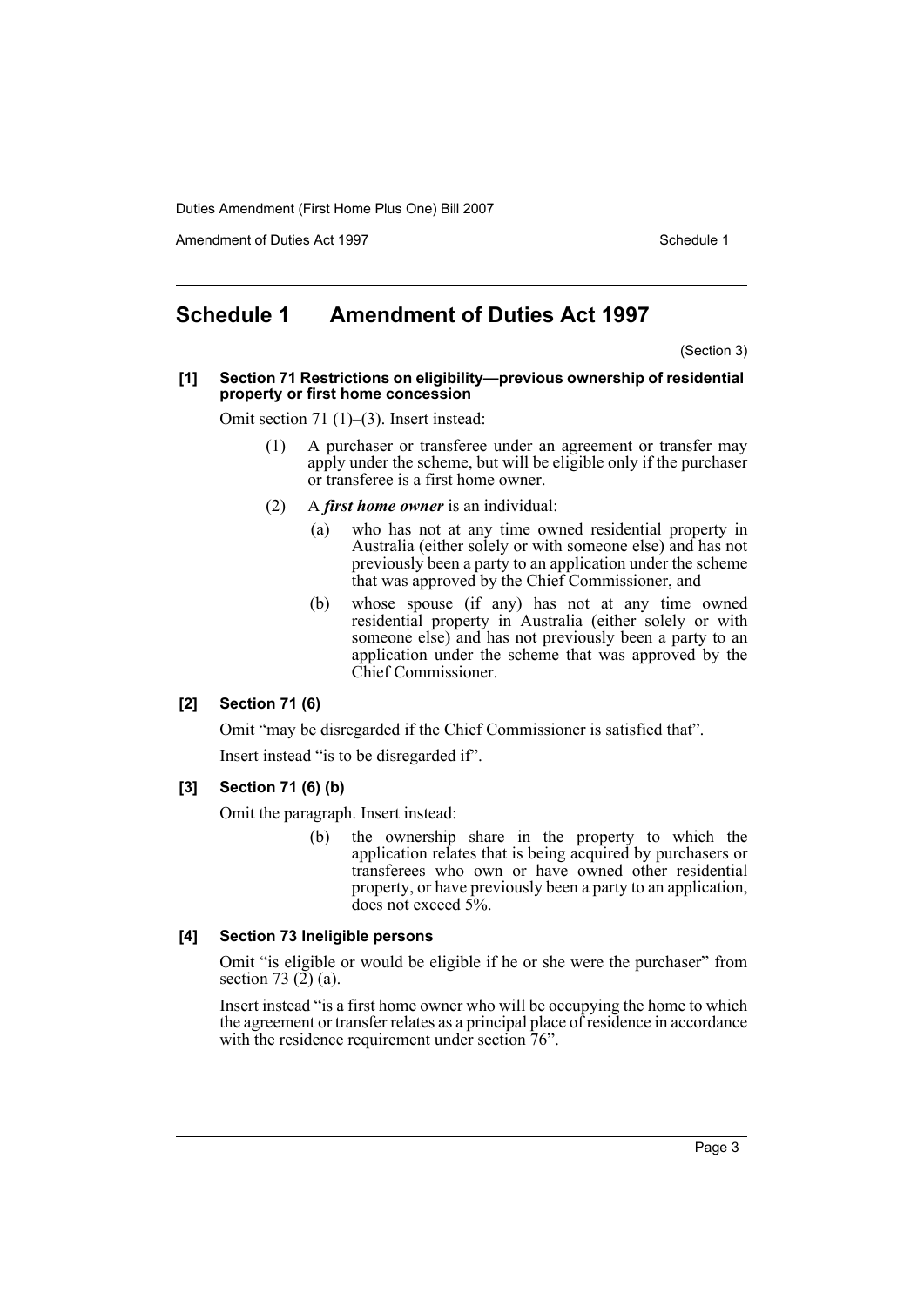# Schedule 1 Amendment of Duties Act 1997

(Section 3)

**[1] Section 71 Restrictions on eligibility—previous ownership of residential property or first home concession**

Omit section 71 (1)–(3). Insert instead:

(1) A purchaser or transferee under an agreement or transfer may apply under the scheme, but will be eligible only if the purchaser or transferee is a first home owner.

(2) A ***first home owner*** is an individual:

(a) who has not at any time owned residential property in Australia (either solely or with someone else) and has not previously been a party to an application under the scheme that was approved by the Chief Commissioner, and

(b) whose spouse (if any) has not at any time owned residential property in Australia (either solely or with someone else) and has not previously been a party to an application under the scheme that was approved by the Chief Commissioner.

**[2] Section 71 (6)**

Omit "may be disregarded if the Chief Commissioner is satisfied that".

Insert instead "is to be disregarded if".

**[3] Section 71 (6) (b)**

Omit the paragraph. Insert instead:

(b) the ownership share in the property to which the application relates that is being acquired by purchasers or transferees who own or have owned other residential property, or have previously been a party to an application, does not exceed 5%.

**[4] Section 73 Ineligible persons**

Omit "is eligible or would be eligible if he or she were the purchaser" from section 73 (2) (a).

Insert instead "is a first home owner who will be occupying the home to which the agreement or transfer relates as a principal place of residence in accordance with the residence requirement under section 76".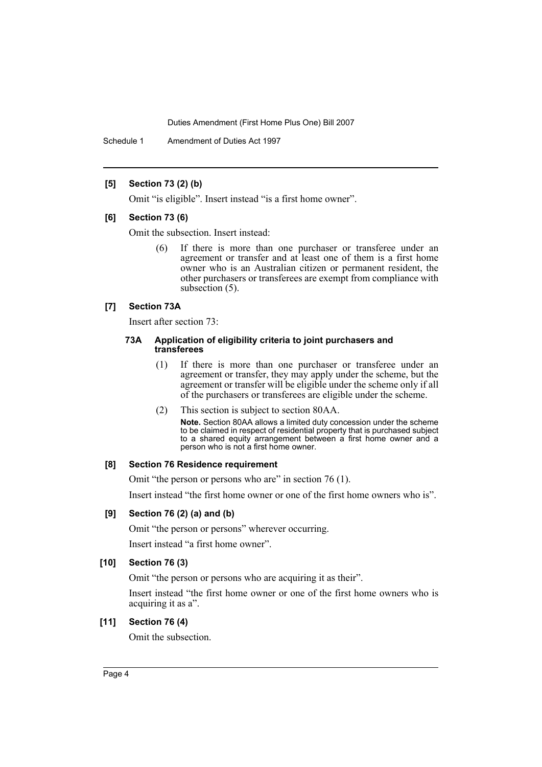#### [5] Section 73 (2) (b)

Omit "is eligible". Insert instead "is a first home owner".

#### [6] Section 73 (6)

Omit the subsection. Insert instead:

> (6) If there is more than one purchaser or transferee under an agreement or transfer and at least one of them is a first home owner who is an Australian citizen or permanent resident, the other purchasers or transferees are exempt from compliance with subsection (5).

#### [7] Section 73A

Insert after section 73:

> **73A Application of eligibility criteria to joint purchasers and transferees**
>
> (1) If there is more than one purchaser or transferee under an agreement or transfer, they may apply under the scheme, but the agreement or transfer will be eligible under the scheme only if all of the purchasers or transferees are eligible under the scheme.
>
> (2) This section is subject to section 80AA.
>
> **Note.** Section 80AA allows a limited duty concession under the scheme to be claimed in respect of residential property that is purchased subject to a shared equity arrangement between a first home owner and a person who is not a first home owner.

#### [8] Section 76 Residence requirement

Omit "the person or persons who are" in section 76 (1).

Insert instead "the first home owner or one of the first home owners who is".

#### [9] Section 76 (2) (a) and (b)

Omit "the person or persons" wherever occurring.

Insert instead "a first home owner".

#### [10] Section 76 (3)

Omit "the person or persons who are acquiring it as their".

Insert instead "the first home owner or one of the first home owners who is acquiring it as a".

#### [11] Section 76 (4)

Omit the subsection.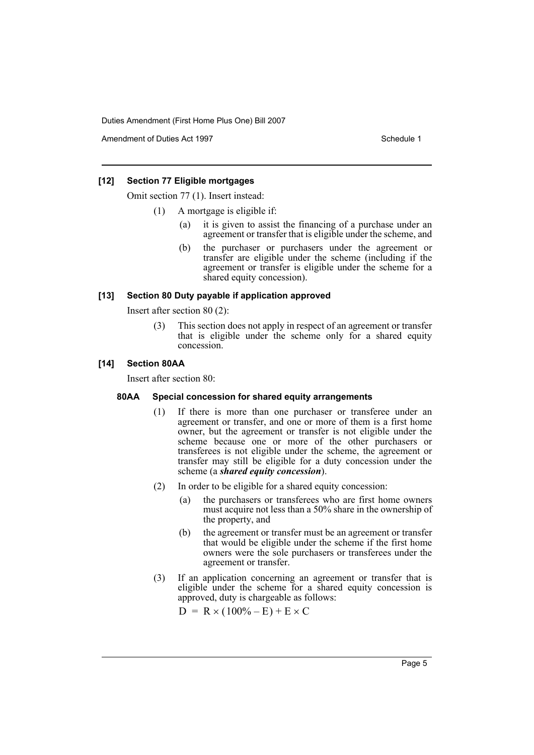### [12] Section 77 Eligible mortgages

Omit section 77 (1). Insert instead:

(1) A mortgage is eligible if:

(a) it is given to assist the financing of a purchase under an agreement or transfer that is eligible under the scheme, and

(b) the purchaser or purchasers under the agreement or transfer are eligible under the scheme (including if the agreement or transfer is eligible under the scheme for a shared equity concession).

### [13] Section 80 Duty payable if application approved

Insert after section 80 (2):

(3) This section does not apply in respect of an agreement or transfer that is eligible under the scheme only for a shared equity concession.

### [14] Section 80AA

Insert after section 80:

#### 80AA Special concession for shared equity arrangements

(1) If there is more than one purchaser or transferee under an agreement or transfer, and one or more of them is a first home owner, but the agreement or transfer is not eligible under the scheme because one or more of the other purchasers or transferees is not eligible under the scheme, the agreement or transfer may still be eligible for a duty concession under the scheme (a ***shared equity concession***).

(2) In order to be eligible for a shared equity concession:

(a) the purchasers or transferees who are first home owners must acquire not less than a 50% share in the ownership of the property, and

(b) the agreement or transfer must be an agreement or transfer that would be eligible under the scheme if the first home owners were the sole purchasers or transferees under the agreement or transfer.

(3) If an application concerning an agreement or transfer that is eligible under the scheme for a shared equity concession is approved, duty is chargeable as follows:

$$D = R \times (100\% - E) + E \times C$$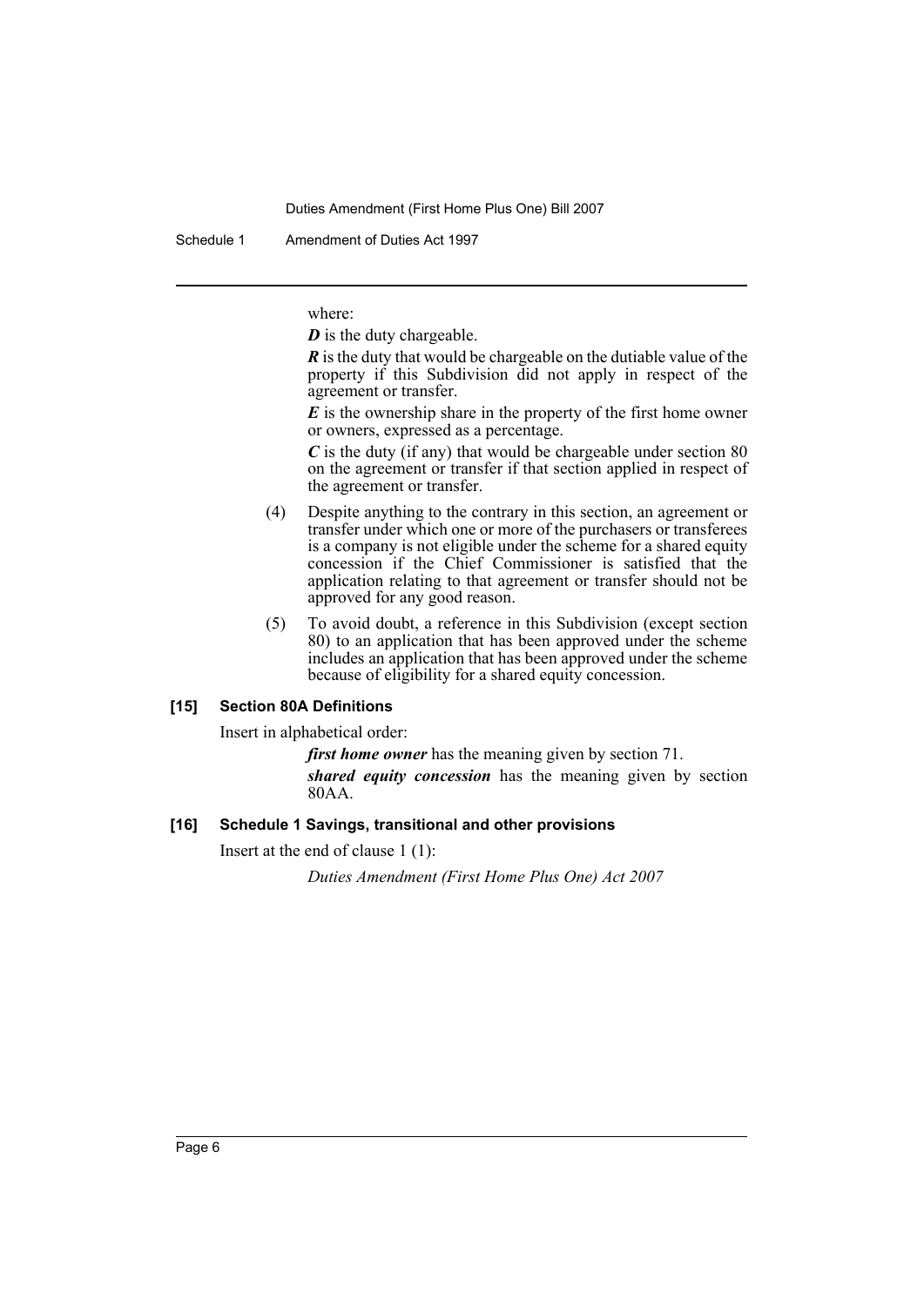where:

$D$ is the duty chargeable.

$R$ is the duty that would be chargeable on the dutiable value of the property if this Subdivision did not apply in respect of the agreement or transfer.

$E$ is the ownership share in the property of the first home owner or owners, expressed as a percentage.

$C$ is the duty (if any) that would be chargeable under section 80 on the agreement or transfer if that section applied in respect of the agreement or transfer.

(4) Despite anything to the contrary in this section, an agreement or transfer under which one or more of the purchasers or transferees is a company is not eligible under the scheme for a shared equity concession if the Chief Commissioner is satisfied that the application relating to that agreement or transfer should not be approved for any good reason.

(5) To avoid doubt, a reference in this Subdivision (except section 80) to an application that has been approved under the scheme includes an application that has been approved under the scheme because of eligibility for a shared equity concession.

**[15] Section 80A Definitions**

Insert in alphabetical order:

***first home owner*** has the meaning given by section 71.

***shared equity concession*** has the meaning given by section 80AA.

**[16] Schedule 1 Savings, transitional and other provisions**

Insert at the end of clause 1 (1):

*Duties Amendment (First Home Plus One) Act 2007*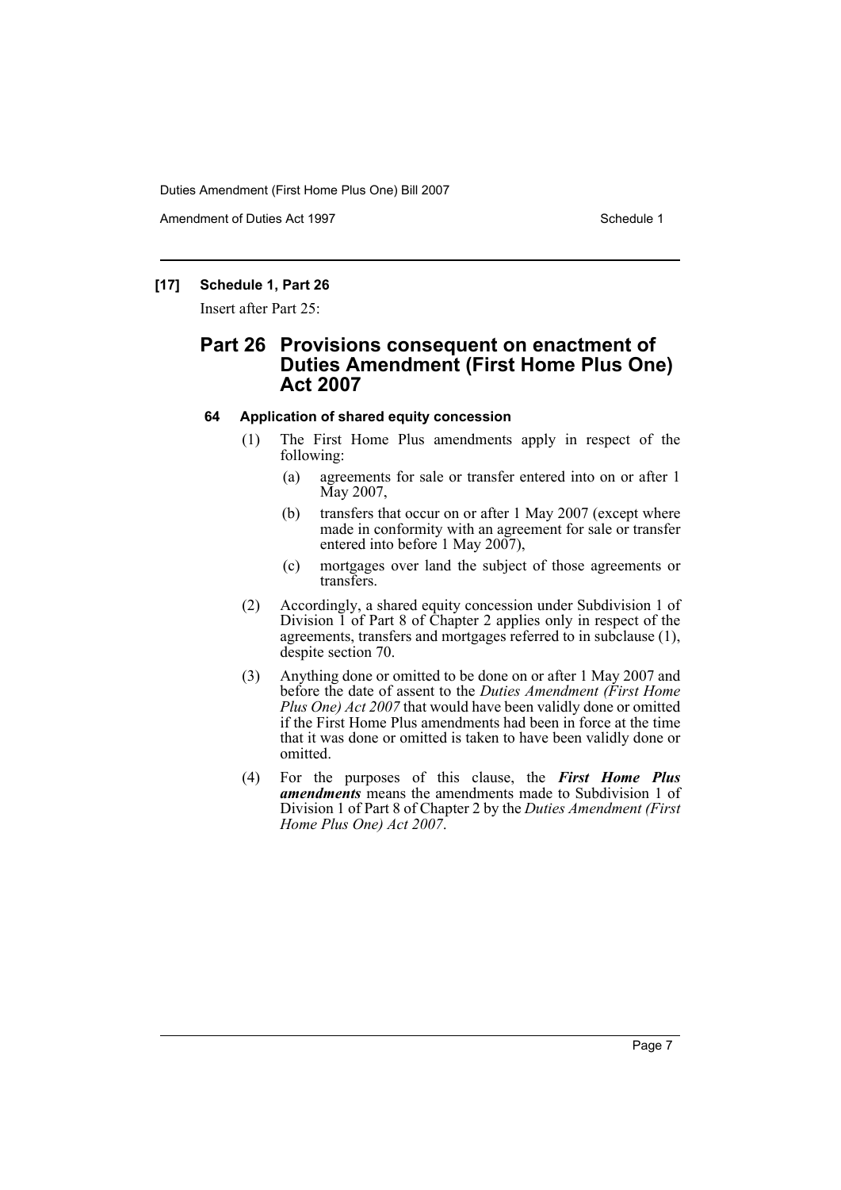**[17] Schedule 1, Part 26**

Insert after Part 25:

## Part 26 Provisions consequent on enactment of Duties Amendment (First Home Plus One) Act 2007

### 64 Application of shared equity concession

(1) The First Home Plus amendments apply in respect of the following:

- (a) agreements for sale or transfer entered into on or after 1 May 2007,
- (b) transfers that occur on or after 1 May 2007 (except where made in conformity with an agreement for sale or transfer entered into before 1 May 2007),
- (c) mortgages over land the subject of those agreements or transfers.

(2) Accordingly, a shared equity concession under Subdivision 1 of Division 1 of Part 8 of Chapter 2 applies only in respect of the agreements, transfers and mortgages referred to in subclause (1), despite section 70.

(3) Anything done or omitted to be done on or after 1 May 2007 and before the date of assent to the *Duties Amendment (First Home Plus One) Act 2007* that would have been validly done or omitted if the First Home Plus amendments had been in force at the time that it was done or omitted is taken to have been validly done or omitted.

(4) For the purposes of this clause, the ***First Home Plus amendments*** means the amendments made to Subdivision 1 of Division 1 of Part 8 of Chapter 2 by the *Duties Amendment (First Home Plus One) Act 2007*.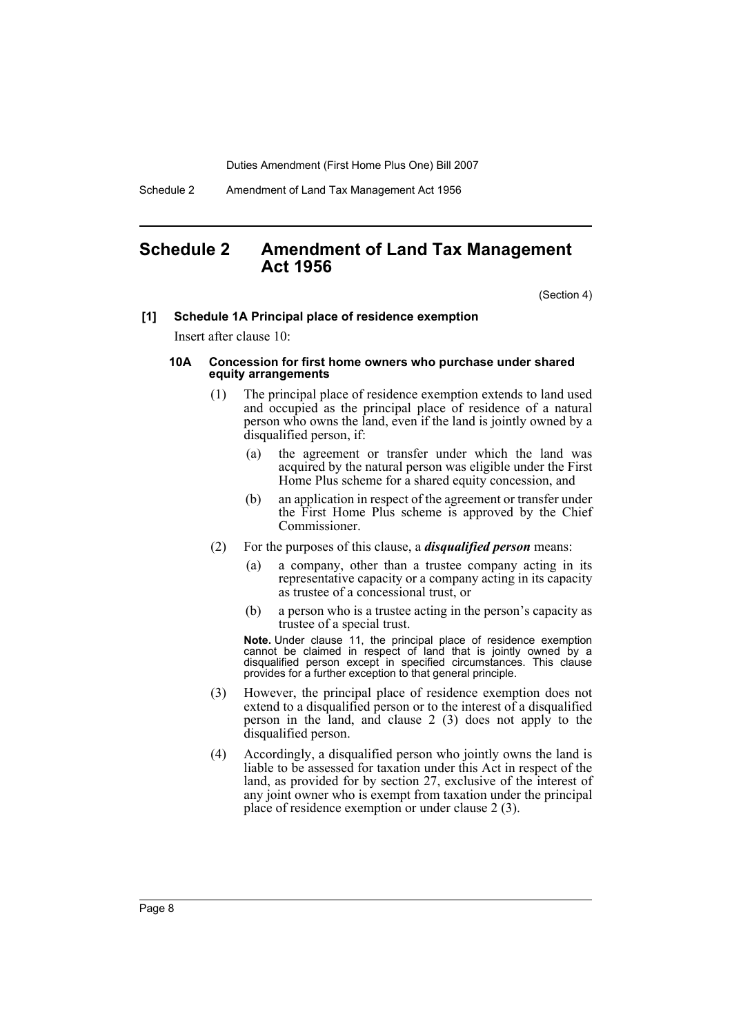# Schedule 2 Amendment of Land Tax Management Act 1956

(Section 4)

**[1] Schedule 1A Principal place of residence exemption**

Insert after clause 10:

**10A Concession for first home owners who purchase under shared equity arrangements**

(1) The principal place of residence exemption extends to land used and occupied as the principal place of residence of a natural person who owns the land, even if the land is jointly owned by a disqualified person, if:

(a) the agreement or transfer under which the land was acquired by the natural person was eligible under the First Home Plus scheme for a shared equity concession, and

(b) an application in respect of the agreement or transfer under the First Home Plus scheme is approved by the Chief Commissioner.

(2) For the purposes of this clause, a ***disqualified person*** means:

(a) a company, other than a trustee company acting in its representative capacity or a company acting in its capacity as trustee of a concessional trust, or

(b) a person who is a trustee acting in the person's capacity as trustee of a special trust.

**Note.** Under clause 11, the principal place of residence exemption cannot be claimed in respect of land that is jointly owned by a disqualified person except in specified circumstances. This clause provides for a further exception to that general principle.

(3) However, the principal place of residence exemption does not extend to a disqualified person or to the interest of a disqualified person in the land, and clause 2 (3) does not apply to the disqualified person.

(4) Accordingly, a disqualified person who jointly owns the land is liable to be assessed for taxation under this Act in respect of the land, as provided for by section 27, exclusive of the interest of any joint owner who is exempt from taxation under the principal place of residence exemption or under clause 2 (3).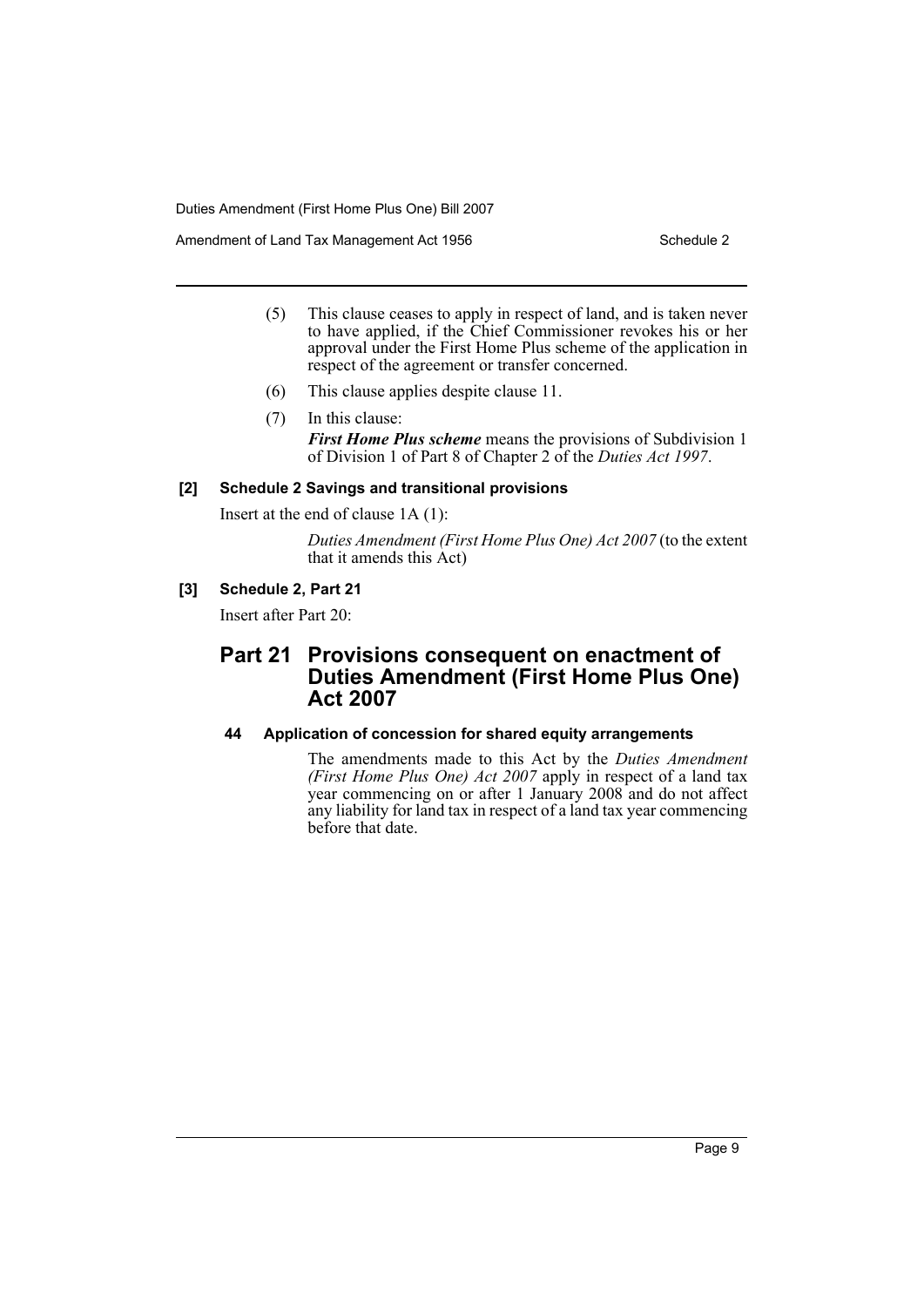(5) This clause ceases to apply in respect of land, and is taken never to have applied, if the Chief Commissioner revokes his or her approval under the First Home Plus scheme of the application in respect of the agreement or transfer concerned.

(6) This clause applies despite clause 11.

(7) In this clause:

***First Home Plus scheme*** means the provisions of Subdivision 1 of Division 1 of Part 8 of Chapter 2 of the *Duties Act 1997*.

**[2] Schedule 2 Savings and transitional provisions**

Insert at the end of clause 1A (1):

*Duties Amendment (First Home Plus One) Act 2007* (to the extent that it amends this Act)

**[3] Schedule 2, Part 21**

Insert after Part 20:

## Part 21 Provisions consequent on enactment of Duties Amendment (First Home Plus One) Act 2007

### 44 Application of concession for shared equity arrangements

The amendments made to this Act by the *Duties Amendment (First Home Plus One) Act 2007* apply in respect of a land tax year commencing on or after 1 January 2008 and do not affect any liability for land tax in respect of a land tax year commencing before that date.